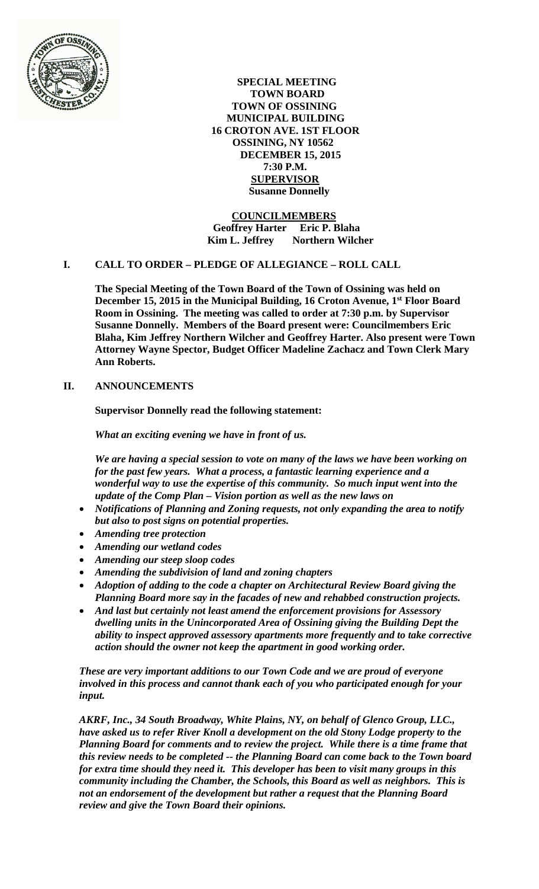**SPECIAL MEETING**
**TOWN BOARD**
**TOWN OF OSSINING**
**MUNICIPAL BUILDING**
**16 CROTON AVE. 1ST FLOOR**
**OSSINING, NY 10562**
**DECEMBER 15, 2015**
**7:30 P.M.**
**SUPERVISOR**
**Susanne Donnelly**

**COUNCILMEMBERS**
**Geoffrey Harter Eric P. Blaha**
**Kim L. Jeffrey Northern Wilcher**

## I. CALL TO ORDER – PLEDGE OF ALLEGIANCE – ROLL CALL

**The Special Meeting of the Town Board of the Town of Ossining was held on December 15, 2015 in the Municipal Building, 16 Croton Avenue, 1st Floor Board Room in Ossining. The meeting was called to order at 7:30 p.m. by Supervisor Susanne Donnelly. Members of the Board present were: Councilmembers Eric Blaha, Kim Jeffrey Northern Wilcher and Geoffrey Harter. Also present were Town Attorney Wayne Spector, Budget Officer Madeline Zachacz and Town Clerk Mary Ann Roberts.**

## II. ANNOUNCEMENTS

**Supervisor Donnelly read the following statement:**

***What an exciting evening we have in front of us.***

***We are having a special session to vote on many of the laws we have been working on for the past few years. What a process, a fantastic learning experience and a wonderful way to use the expertise of this community. So much input went into the update of the Comp Plan – Vision portion as well as the new laws on***

- ***Notifications of Planning and Zoning requests, not only expanding the area to notify but also to post signs on potential properties.***
- ***Amending tree protection***
- ***Amending our wetland codes***
- ***Amending our steep sloop codes***
- ***Amending the subdivision of land and zoning chapters***
- ***Adoption of adding to the code a chapter on Architectural Review Board giving the Planning Board more say in the facades of new and rehabbed construction projects.***
- ***And last but certainly not least amend the enforcement provisions for Assessory dwelling units in the Unincorporated Area of Ossining giving the Building Dept the ability to inspect approved assessory apartments more frequently and to take corrective action should the owner not keep the apartment in good working order.***

***These are very important additions to our Town Code and we are proud of everyone involved in this process and cannot thank each of you who participated enough for your input.***

***AKRF, Inc., 34 South Broadway, White Plains, NY, on behalf of Glenco Group, LLC., have asked us to refer River Knoll a development on the old Stony Lodge property to the Planning Board for comments and to review the project. While there is a time frame that this review needs to be completed -- the Planning Board can come back to the Town board for extra time should they need it. This developer has been to visit many groups in this community including the Chamber, the Schools, this Board as well as neighbors. This is not an endorsement of the development but rather a request that the Planning Board review and give the Town Board their opinions.***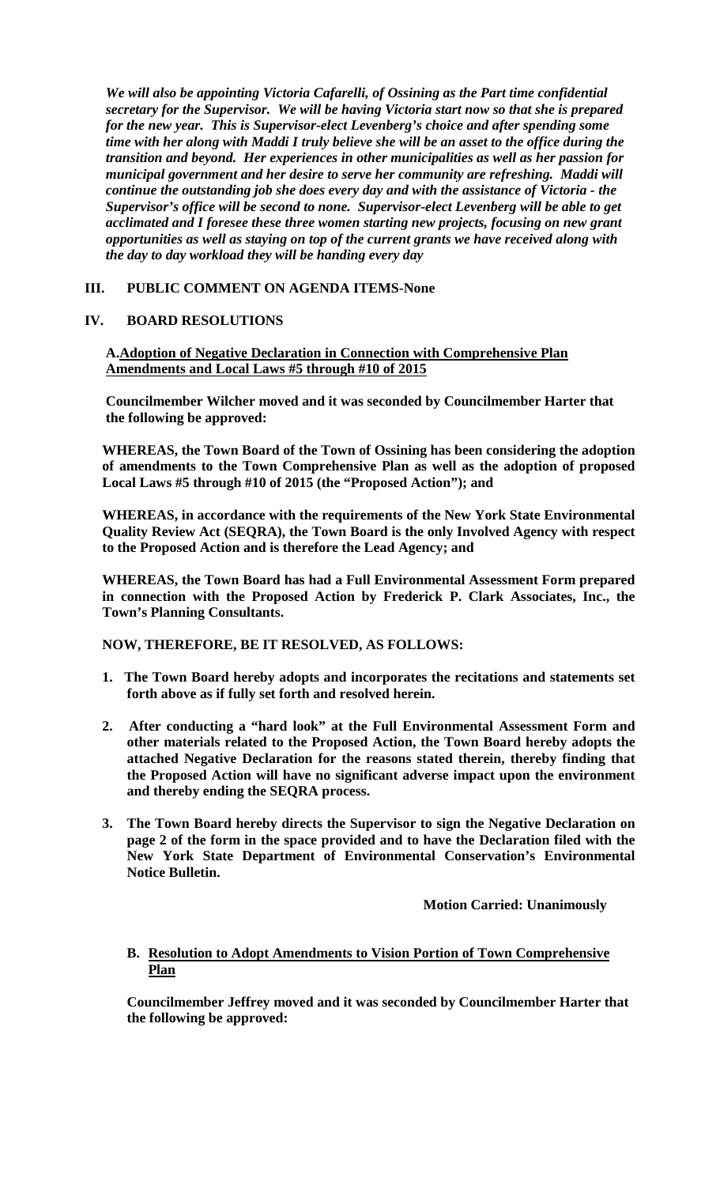***We will also be appointing Victoria Cafarelli, of Ossining as the Part time confidential secretary for the Supervisor. We will be having Victoria start now so that she is prepared for the new year. This is Supervisor-elect Levenberg's choice and after spending some time with her along with Maddi I truly believe she will be an asset to the office during the transition and beyond. Her experiences in other municipalities as well as her passion for municipal government and her desire to serve her community are refreshing. Maddi will continue the outstanding job she does every day and with the assistance of Victoria - the Supervisor's office will be second to none. Supervisor-elect Levenberg will be able to get acclimated and I foresee these three women starting new projects, focusing on new grant opportunities as well as staying on top of the current grants we have received along with the day to day workload they will be handing every day***

## III. PUBLIC COMMENT ON AGENDA ITEMS-None

## IV. BOARD RESOLUTIONS

**A. <u>Adoption of Negative Declaration in Connection with Comprehensive Plan Amendments and Local Laws #5 through #10 of 2015</u>**

**Councilmember Wilcher moved and it was seconded by Councilmember Harter that the following be approved:**

**WHEREAS, the Town Board of the Town of Ossining has been considering the adoption of amendments to the Town Comprehensive Plan as well as the adoption of proposed Local Laws #5 through #10 of 2015 (the "Proposed Action"); and**

**WHEREAS, in accordance with the requirements of the New York State Environmental Quality Review Act (SEQRA), the Town Board is the only Involved Agency with respect to the Proposed Action and is therefore the Lead Agency; and**

**WHEREAS, the Town Board has had a Full Environmental Assessment Form prepared in connection with the Proposed Action by Frederick P. Clark Associates, Inc., the Town's Planning Consultants.**

**NOW, THEREFORE, BE IT RESOLVED, AS FOLLOWS:**

1. **The Town Board hereby adopts and incorporates the recitations and statements set forth above as if fully set forth and resolved herein.**
2. **After conducting a "hard look" at the Full Environmental Assessment Form and other materials related to the Proposed Action, the Town Board hereby adopts the attached Negative Declaration for the reasons stated therein, thereby finding that the Proposed Action will have no significant adverse impact upon the environment and thereby ending the SEQRA process.**
3. **The Town Board hereby directs the Supervisor to sign the Negative Declaration on page 2 of the form in the space provided and to have the Declaration filed with the New York State Department of Environmental Conservation's Environmental Notice Bulletin.**

**Motion Carried: Unanimously**

**B. <u>Resolution to Adopt Amendments to Vision Portion of Town Comprehensive Plan</u>**

**Councilmember Jeffrey moved and it was seconded by Councilmember Harter that the following be approved:**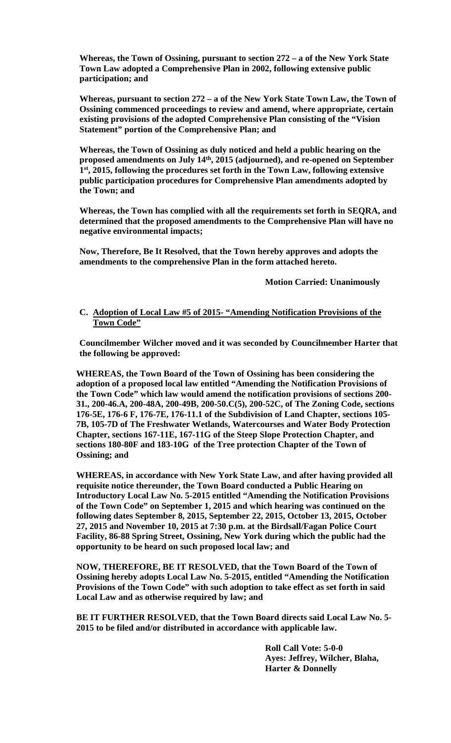**Whereas, the Town of Ossining, pursuant to section 272 – a of the New York State Town Law adopted a Comprehensive Plan in 2002, following extensive public participation; and**

**Whereas, pursuant to section 272 – a of the New York State Town Law, the Town of Ossining commenced proceedings to review and amend, where appropriate, certain existing provisions of the adopted Comprehensive Plan consisting of the "Vision Statement" portion of the Comprehensive Plan; and**

**Whereas, the Town of Ossining as duly noticed and held a public hearing on the proposed amendments on July 14th, 2015 (adjourned), and re-opened on September 1st, 2015, following the procedures set forth in the Town Law, following extensive public participation procedures for Comprehensive Plan amendments adopted by the Town; and**

**Whereas, the Town has complied with all the requirements set forth in SEQRA, and determined that the proposed amendments to the Comprehensive Plan will have no negative environmental impacts;**

**Now, Therefore, Be It Resolved, that the Town hereby approves and adopts the amendments to the comprehensive Plan in the form attached hereto.**

**Motion Carried: Unanimously**

**C. Adoption of Local Law #5 of 2015- "Amending Notification Provisions of the Town Code"**

**Councilmember Wilcher moved and it was seconded by Councilmember Harter that the following be approved:**

**WHEREAS, the Town Board of the Town of Ossining has been considering the adoption of a proposed local law entitled "Amending the Notification Provisions of the Town Code" which law would amend the notification provisions of sections 200-31., 200-46.A, 200-48A, 200-49B, 200-50.C(5), 200-52C, of The Zoning Code, sections 176-5E, 176-6 F, 176-7E, 176-11.1 of the Subdivision of Land Chapter, sections 105-7B, 105-7D of The Freshwater Wetlands, Watercourses and Water Body Protection Chapter, sections 167-11E, 167-11G of the Steep Slope Protection Chapter, and sections 180-80F and 183-10G of the Tree protection Chapter of the Town of Ossining; and**

**WHEREAS, in accordance with New York State Law, and after having provided all requisite notice thereunder, the Town Board conducted a Public Hearing on Introductory Local Law No. 5-2015 entitled "Amending the Notification Provisions of the Town Code" on September 1, 2015 and which hearing was continued on the following dates September 8, 2015, September 22, 2015, October 13, 2015, October 27, 2015 and November 10, 2015 at 7:30 p.m. at the Birdsall/Fagan Police Court Facility, 86-88 Spring Street, Ossining, New York during which the public had the opportunity to be heard on such proposed local law; and**

**NOW, THEREFORE, BE IT RESOLVED, that the Town Board of the Town of Ossining hereby adopts Local Law No. 5-2015, entitled "Amending the Notification Provisions of the Town Code" with such adoption to take effect as set forth in said Local Law and as otherwise required by law; and**

**BE IT FURTHER RESOLVED, that the Town Board directs said Local Law No. 5-2015 to be filed and/or distributed in accordance with applicable law.**

**Roll Call Vote: 5-0-0**
**Ayes: Jeffrey, Wilcher, Blaha, Harter & Donnelly**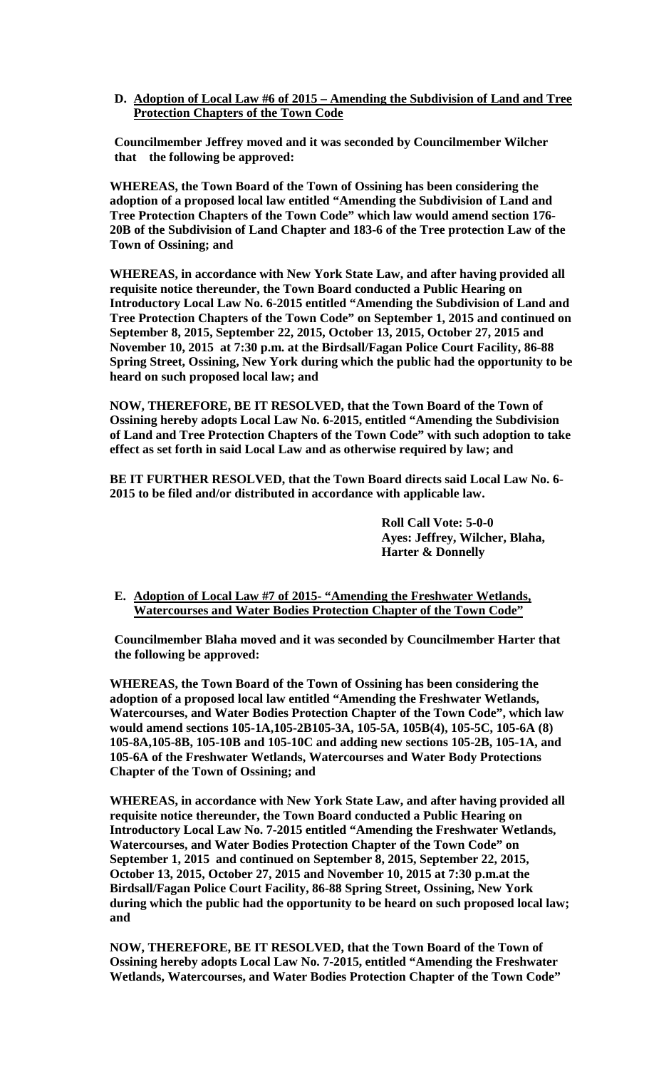**D. Adoption of Local Law #6 of 2015 – Amending the Subdivision of Land and Tree Protection Chapters of the Town Code**

**Councilmember Jeffrey moved and it was seconded by Councilmember Wilcher that the following be approved:**

**WHEREAS, the Town Board of the Town of Ossining has been considering the adoption of a proposed local law entitled "Amending the Subdivision of Land and Tree Protection Chapters of the Town Code" which law would amend section 176-20B of the Subdivision of Land Chapter and 183-6 of the Tree protection Law of the Town of Ossining; and**

**WHEREAS, in accordance with New York State Law, and after having provided all requisite notice thereunder, the Town Board conducted a Public Hearing on Introductory Local Law No. 6-2015 entitled "Amending the Subdivision of Land and Tree Protection Chapters of the Town Code" on September 1, 2015 and continued on September 8, 2015, September 22, 2015, October 13, 2015, October 27, 2015 and November 10, 2015 at 7:30 p.m. at the Birdsall/Fagan Police Court Facility, 86-88 Spring Street, Ossining, New York during which the public had the opportunity to be heard on such proposed local law; and**

**NOW, THEREFORE, BE IT RESOLVED, that the Town Board of the Town of Ossining hereby adopts Local Law No. 6-2015, entitled "Amending the Subdivision of Land and Tree Protection Chapters of the Town Code" with such adoption to take effect as set forth in said Local Law and as otherwise required by law; and**

**BE IT FURTHER RESOLVED, that the Town Board directs said Local Law No. 6-2015 to be filed and/or distributed in accordance with applicable law.**

**Roll Call Vote: 5-0-0**
**Ayes: Jeffrey, Wilcher, Blaha, Harter & Donnelly**

**E. Adoption of Local Law #7 of 2015- "Amending the Freshwater Wetlands, Watercourses and Water Bodies Protection Chapter of the Town Code"**

**Councilmember Blaha moved and it was seconded by Councilmember Harter that the following be approved:**

**WHEREAS, the Town Board of the Town of Ossining has been considering the adoption of a proposed local law entitled "Amending the Freshwater Wetlands, Watercourses, and Water Bodies Protection Chapter of the Town Code", which law would amend sections 105-1A,105-2B105-3A, 105-5A, 105B(4), 105-5C, 105-6A (8) 105-8A,105-8B, 105-10B and 105-10C and adding new sections 105-2B, 105-1A, and 105-6A of the Freshwater Wetlands, Watercourses and Water Body Protections Chapter of the Town of Ossining; and**

**WHEREAS, in accordance with New York State Law, and after having provided all requisite notice thereunder, the Town Board conducted a Public Hearing on Introductory Local Law No. 7-2015 entitled "Amending the Freshwater Wetlands, Watercourses, and Water Bodies Protection Chapter of the Town Code" on September 1, 2015 and continued on September 8, 2015, September 22, 2015, October 13, 2015, October 27, 2015 and November 10, 2015 at 7:30 p.m.at the Birdsall/Fagan Police Court Facility, 86-88 Spring Street, Ossining, New York during which the public had the opportunity to be heard on such proposed local law; and**

**NOW, THEREFORE, BE IT RESOLVED, that the Town Board of the Town of Ossining hereby adopts Local Law No. 7-2015, entitled "Amending the Freshwater Wetlands, Watercourses, and Water Bodies Protection Chapter of the Town Code"**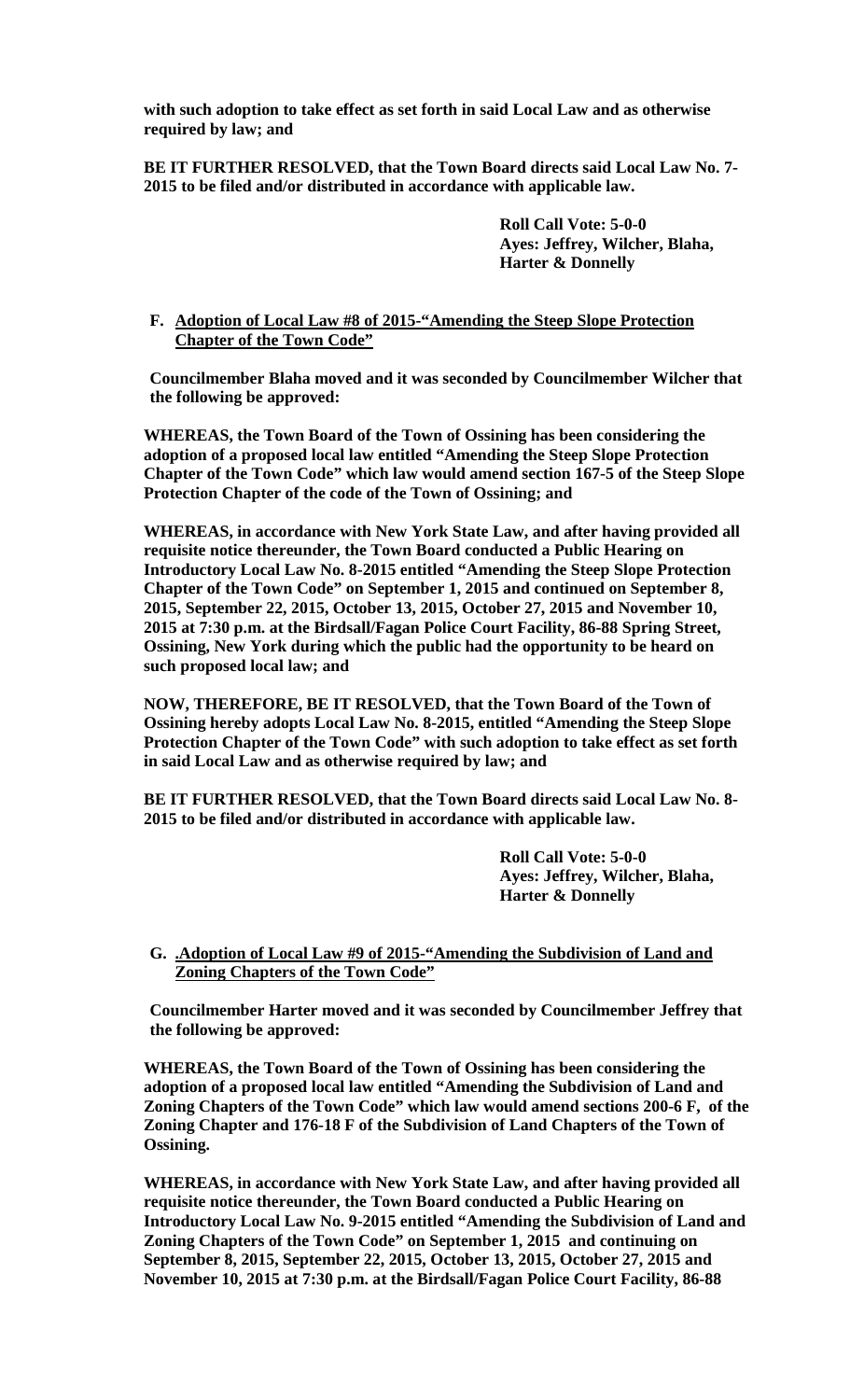**with such adoption to take effect as set forth in said Local Law and as otherwise required by law; and**

**BE IT FURTHER RESOLVED, that the Town Board directs said Local Law No. 7-2015 to be filed and/or distributed in accordance with applicable law.**

**Roll Call Vote: 5-0-0**
**Ayes: Jeffrey, Wilcher, Blaha, Harter & Donnelly**

**F. <u>Adoption of Local Law #8 of 2015-"Amending the Steep Slope Protection Chapter of the Town Code"</u>**

**Councilmember Blaha moved and it was seconded by Councilmember Wilcher that the following be approved:**

**WHEREAS, the Town Board of the Town of Ossining has been considering the adoption of a proposed local law entitled "Amending the Steep Slope Protection Chapter of the Town Code" which law would amend section 167-5 of the Steep Slope Protection Chapter of the code of the Town of Ossining; and**

**WHEREAS, in accordance with New York State Law, and after having provided all requisite notice thereunder, the Town Board conducted a Public Hearing on Introductory Local Law No. 8-2015 entitled "Amending the Steep Slope Protection Chapter of the Town Code" on September 1, 2015 and continued on September 8, 2015, September 22, 2015, October 13, 2015, October 27, 2015 and November 10, 2015 at 7:30 p.m. at the Birdsall/Fagan Police Court Facility, 86-88 Spring Street, Ossining, New York during which the public had the opportunity to be heard on such proposed local law; and**

**NOW, THEREFORE, BE IT RESOLVED, that the Town Board of the Town of Ossining hereby adopts Local Law No. 8-2015, entitled "Amending the Steep Slope Protection Chapter of the Town Code" with such adoption to take effect as set forth in said Local Law and as otherwise required by law; and**

**BE IT FURTHER RESOLVED, that the Town Board directs said Local Law No. 8-2015 to be filed and/or distributed in accordance with applicable law.**

**Roll Call Vote: 5-0-0**
**Ayes: Jeffrey, Wilcher, Blaha, Harter & Donnelly**

**G. <u>.Adoption of Local Law #9 of 2015-"Amending the Subdivision of Land and Zoning Chapters of the Town Code"</u>**

**Councilmember Harter moved and it was seconded by Councilmember Jeffrey that the following be approved:**

**WHEREAS, the Town Board of the Town of Ossining has been considering the adoption of a proposed local law entitled "Amending the Subdivision of Land and Zoning Chapters of the Town Code" which law would amend sections 200-6 F, of the Zoning Chapter and 176-18 F of the Subdivision of Land Chapters of the Town of Ossining.**

**WHEREAS, in accordance with New York State Law, and after having provided all requisite notice thereunder, the Town Board conducted a Public Hearing on Introductory Local Law No. 9-2015 entitled "Amending the Subdivision of Land and Zoning Chapters of the Town Code" on September 1, 2015 and continuing on September 8, 2015, September 22, 2015, October 13, 2015, October 27, 2015 and November 10, 2015 at 7:30 p.m. at the Birdsall/Fagan Police Court Facility, 86-88**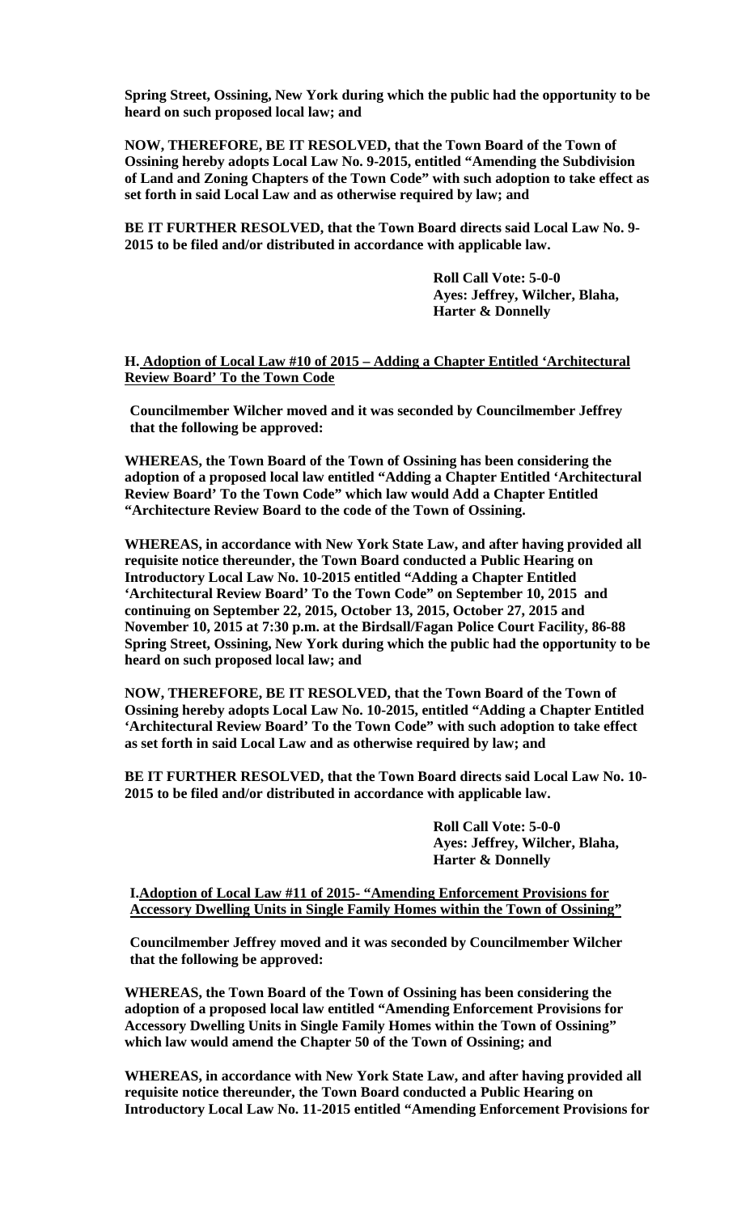**Spring Street, Ossining, New York during which the public had the opportunity to be heard on such proposed local law; and**

**NOW, THEREFORE, BE IT RESOLVED, that the Town Board of the Town of Ossining hereby adopts Local Law No. 9-2015, entitled "Amending the Subdivision of Land and Zoning Chapters of the Town Code" with such adoption to take effect as set forth in said Local Law and as otherwise required by law; and**

**BE IT FURTHER RESOLVED, that the Town Board directs said Local Law No. 9-2015 to be filed and/or distributed in accordance with applicable law.**

**Roll Call Vote: 5-0-0**
**Ayes: Jeffrey, Wilcher, Blaha, Harter & Donnelly**

**H. <u>Adoption of Local Law #10 of 2015 – Adding a Chapter Entitled 'Architectural Review Board' To the Town Code</u>**

**Councilmember Wilcher moved and it was seconded by Councilmember Jeffrey that the following be approved:**

**WHEREAS, the Town Board of the Town of Ossining has been considering the adoption of a proposed local law entitled "Adding a Chapter Entitled 'Architectural Review Board' To the Town Code" which law would Add a Chapter Entitled "Architecture Review Board to the code of the Town of Ossining.**

**WHEREAS, in accordance with New York State Law, and after having provided all requisite notice thereunder, the Town Board conducted a Public Hearing on Introductory Local Law No. 10-2015 entitled "Adding a Chapter Entitled 'Architectural Review Board' To the Town Code" on September 10, 2015 and continuing on September 22, 2015, October 13, 2015, October 27, 2015 and November 10, 2015 at 7:30 p.m. at the Birdsall/Fagan Police Court Facility, 86-88 Spring Street, Ossining, New York during which the public had the opportunity to be heard on such proposed local law; and**

**NOW, THEREFORE, BE IT RESOLVED, that the Town Board of the Town of Ossining hereby adopts Local Law No. 10-2015, entitled "Adding a Chapter Entitled 'Architectural Review Board' To the Town Code" with such adoption to take effect as set forth in said Local Law and as otherwise required by law; and**

**BE IT FURTHER RESOLVED, that the Town Board directs said Local Law No. 10-2015 to be filed and/or distributed in accordance with applicable law.**

**Roll Call Vote: 5-0-0**
**Ayes: Jeffrey, Wilcher, Blaha, Harter & Donnelly**

**I. <u>Adoption of Local Law #11 of 2015- "Amending Enforcement Provisions for Accessory Dwelling Units in Single Family Homes within the Town of Ossining"</u>**

**Councilmember Jeffrey moved and it was seconded by Councilmember Wilcher that the following be approved:**

**WHEREAS, the Town Board of the Town of Ossining has been considering the adoption of a proposed local law entitled "Amending Enforcement Provisions for Accessory Dwelling Units in Single Family Homes within the Town of Ossining" which law would amend the Chapter 50 of the Town of Ossining; and**

**WHEREAS, in accordance with New York State Law, and after having provided all requisite notice thereunder, the Town Board conducted a Public Hearing on Introductory Local Law No. 11-2015 entitled "Amending Enforcement Provisions for**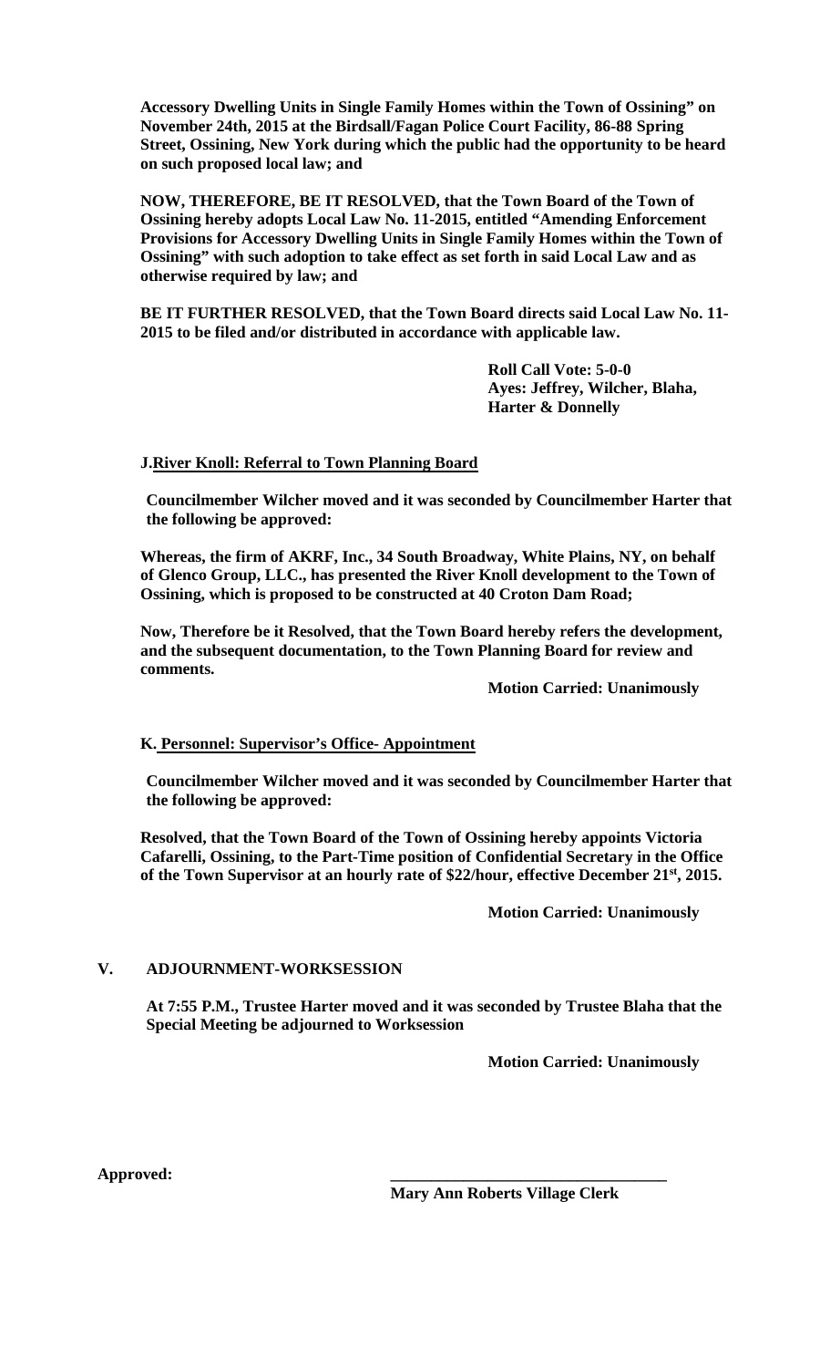**Accessory Dwelling Units in Single Family Homes within the Town of Ossining" on November 24th, 2015 at the Birdsall/Fagan Police Court Facility, 86-88 Spring Street, Ossining, New York during which the public had the opportunity to be heard on such proposed local law; and**

**NOW, THEREFORE, BE IT RESOLVED, that the Town Board of the Town of Ossining hereby adopts Local Law No. 11-2015, entitled "Amending Enforcement Provisions for Accessory Dwelling Units in Single Family Homes within the Town of Ossining" with such adoption to take effect as set forth in said Local Law and as otherwise required by law; and**

**BE IT FURTHER RESOLVED, that the Town Board directs said Local Law No. 11-2015 to be filed and/or distributed in accordance with applicable law.**

**Roll Call Vote: 5-0-0**
**Ayes: Jeffrey, Wilcher, Blaha, Harter & Donnelly**

**J.River Knoll: Referral to Town Planning Board**

**Councilmember Wilcher moved and it was seconded by Councilmember Harter that the following be approved:**

**Whereas, the firm of AKRF, Inc., 34 South Broadway, White Plains, NY, on behalf of Glenco Group, LLC., has presented the River Knoll development to the Town of Ossining, which is proposed to be constructed at 40 Croton Dam Road;**

**Now, Therefore be it Resolved, that the Town Board hereby refers the development, and the subsequent documentation, to the Town Planning Board for review and comments.**

**Motion Carried: Unanimously**

**K. Personnel: Supervisor's Office- Appointment**

**Councilmember Wilcher moved and it was seconded by Councilmember Harter that the following be approved:**

**Resolved, that the Town Board of the Town of Ossining hereby appoints Victoria Cafarelli, Ossining, to the Part-Time position of Confidential Secretary in the Office of the Town Supervisor at an hourly rate of $22/hour, effective December 21st, 2015.**

**Motion Carried: Unanimously**

## V. ADJOURNMENT-WORKSESSION

**At 7:55 P.M., Trustee Harter moved and it was seconded by Trustee Blaha that the Special Meeting be adjourned to Worksession**

**Motion Carried: Unanimously**

**Approved:** \_\_\_\_\_\_\_\_\_\_\_\_\_\_\_\_\_\_\_\_\_\_\_\_\_\_\_\_\_\_\_\_\_\_

**Mary Ann Roberts Village Clerk**